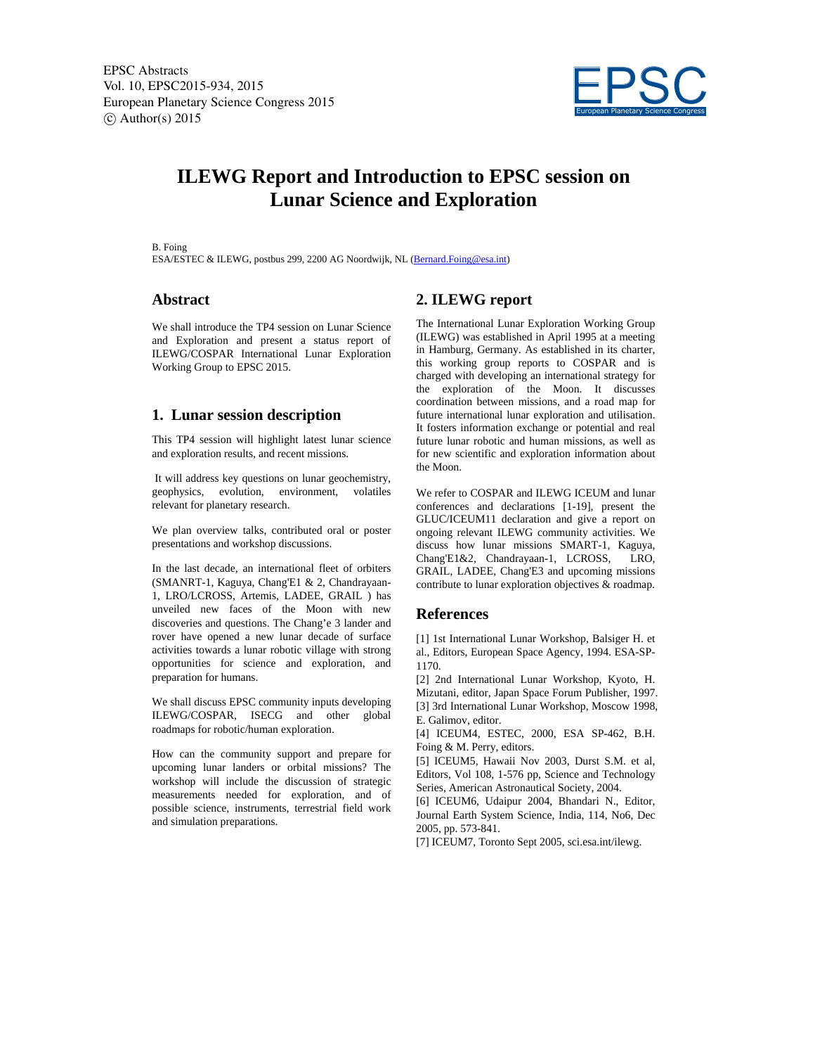# ILEWG Report and Introduction to EPSC session on Lunar Science and Exploration

B. Foing
ESA/ESTEC & ILEWG, postbus 299, 2200 AG Noordwijk, NL (Bernard.Foing@esa.int)

## Abstract

We shall introduce the TP4 session on Lunar Science and Exploration and present a status report of ILEWG/COSPAR International Lunar Exploration Working Group to EPSC 2015.

## 1. Lunar session description

This TP4 session will highlight latest lunar science and exploration results, and recent missions.

It will address key questions on lunar geochemistry, geophysics, evolution, environment, volatiles relevant for planetary research.

We plan overview talks, contributed oral or poster presentations and workshop discussions.

In the last decade, an international fleet of orbiters (SMANRT-1, Kaguya, Chang'E1 & 2, Chandrayaan-1, LRO/LCROSS, Artemis, LADEE, GRAIL ) has unveiled new faces of the Moon with new discoveries and questions. The Chang'e 3 lander and rover have opened a new lunar decade of surface activities towards a lunar robotic village with strong opportunities for science and exploration, and preparation for humans.

We shall discuss EPSC community inputs developing ILEWG/COSPAR, ISECG and other global roadmaps for robotic/human exploration.

How can the community support and prepare for upcoming lunar landers or orbital missions? The workshop will include the discussion of strategic measurements needed for exploration, and of possible science, instruments, terrestrial field work and simulation preparations.

## 2. ILEWG report

The International Lunar Exploration Working Group (ILEWG) was established in April 1995 at a meeting in Hamburg, Germany. As established in its charter, this working group reports to COSPAR and is charged with developing an international strategy for the exploration of the Moon. It discusses coordination between missions, and a road map for future international lunar exploration and utilisation. It fosters information exchange or potential and real future lunar robotic and human missions, as well as for new scientific and exploration information about the Moon.

We refer to COSPAR and ILEWG ICEUM and lunar conferences and declarations [1-19], present the GLUC/ICEUM11 declaration and give a report on ongoing relevant ILEWG community activities. We discuss how lunar missions SMART-1, Kaguya, Chang'E1&2, Chandrayaan-1, LCROSS, LRO, GRAIL, LADEE, Chang'E3 and upcoming missions contribute to lunar exploration objectives & roadmap.

## References

[1] 1st International Lunar Workshop, Balsiger H. et al., Editors, European Space Agency, 1994. ESA-SP-1170.

[2] 2nd International Lunar Workshop, Kyoto, H. Mizutani, editor, Japan Space Forum Publisher, 1997.

[3] 3rd International Lunar Workshop, Moscow 1998, E. Galimov, editor.

[4] ICEUM4, ESTEC, 2000, ESA SP-462, B.H. Foing & M. Perry, editors.

[5] ICEUM5, Hawaii Nov 2003, Durst S.M. et al, Editors, Vol 108, 1-576 pp, Science and Technology Series, American Astronautical Society, 2004.

[6] ICEUM6, Udaipur 2004, Bhandari N., Editor, Journal Earth System Science, India, 114, No6, Dec 2005, pp. 573-841.

[7] ICEUM7, Toronto Sept 2005, sci.esa.int/ilewg.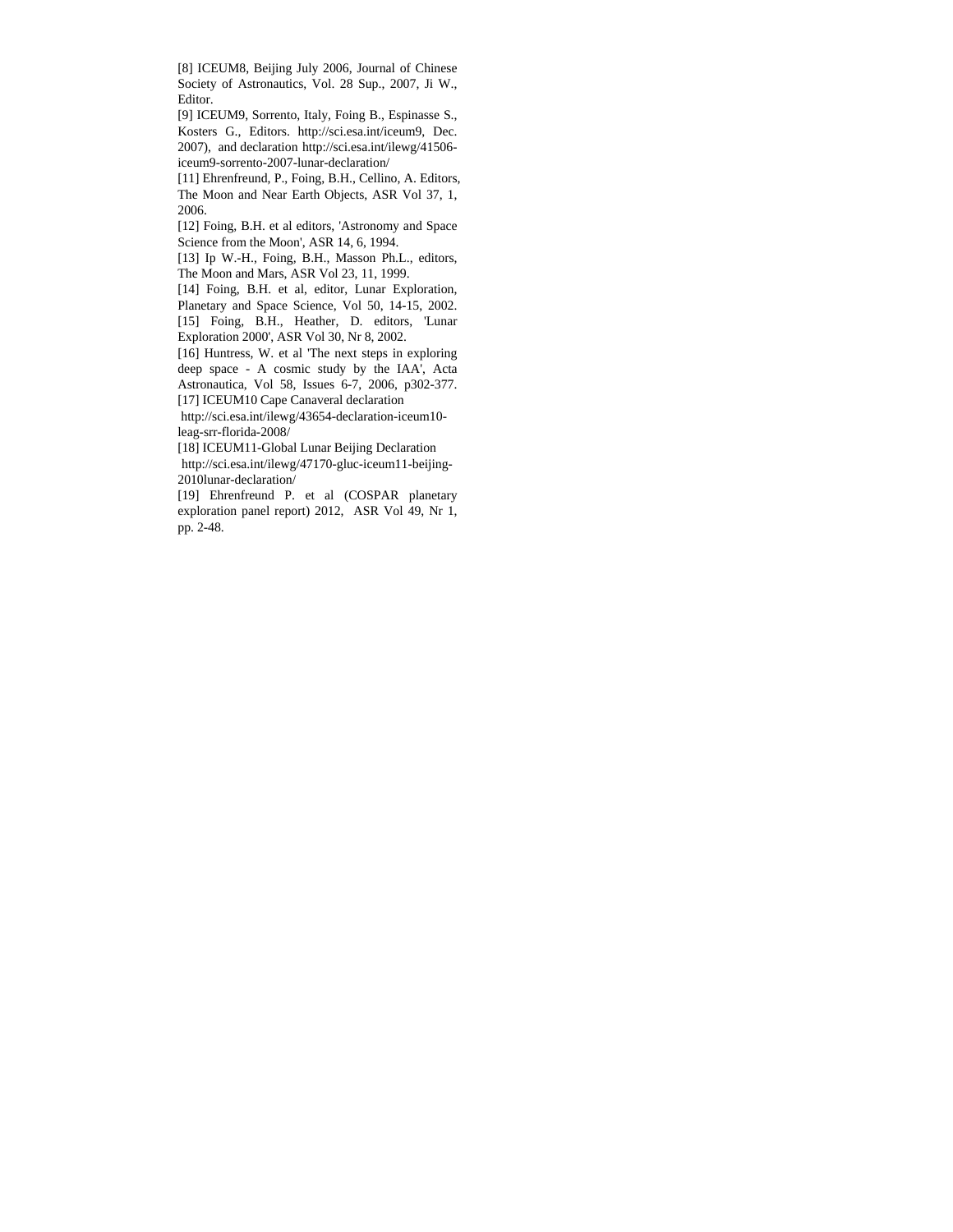[8] ICEUM8, Beijing July 2006, Journal of Chinese Society of Astronautics, Vol. 28 Sup., 2007, Ji W., Editor.

[9] ICEUM9, Sorrento, Italy, Foing B., Espinasse S., Kosters G., Editors. http://sci.esa.int/iceum9, Dec. 2007), and declaration http://sci.esa.int/ilewg/41506-iceum9-sorrento-2007-lunar-declaration/

[11] Ehrenfreund, P., Foing, B.H., Cellino, A. Editors, The Moon and Near Earth Objects, ASR Vol 37, 1, 2006.

[12] Foing, B.H. et al editors, 'Astronomy and Space Science from the Moon', ASR 14, 6, 1994.

[13] Ip W.-H., Foing, B.H., Masson Ph.L., editors, The Moon and Mars, ASR Vol 23, 11, 1999.

[14] Foing, B.H. et al, editor, Lunar Exploration, Planetary and Space Science, Vol 50, 14-15, 2002.

[15] Foing, B.H., Heather, D. editors, 'Lunar Exploration 2000', ASR Vol 30, Nr 8, 2002.

[16] Huntress, W. et al 'The next steps in exploring deep space - A cosmic study by the IAA', Acta Astronautica, Vol 58, Issues 6-7, 2006, p302-377.

[17] ICEUM10 Cape Canaveral declaration http://sci.esa.int/ilewg/43654-declaration-iceum10-leag-srr-florida-2008/

[18] ICEUM11-Global Lunar Beijing Declaration http://sci.esa.int/ilewg/47170-gluc-iceum11-beijing-2010lunar-declaration/

[19] Ehrenfreund P. et al (COSPAR planetary exploration panel report) 2012, ASR Vol 49, Nr 1, pp. 2-48.